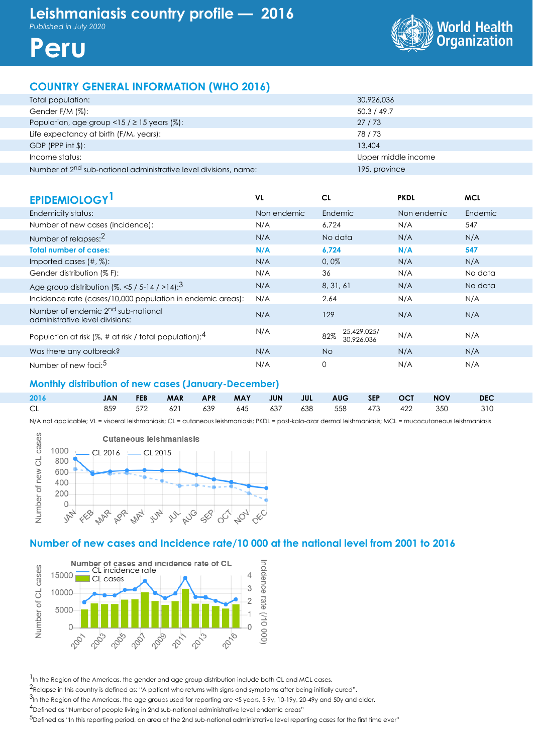# Leishmaniasis country profile — 2016

*Published in July 2020*

# Peru

World Health Organization

## COUNTRY GENERAL INFORMATION (WHO 2016)

| | |
|---|---|
| Total population: | 30,926,036 |
| Gender F/M (%): | 50.3 / 49.7 |
| Population, age group <15 / ≥ 15 years (%): | 27 / 73 |
| Life expectancy at birth (F/M, years): | 78 / 73 |
| GDP (PPP int $): | 13,404 |
| Income status: | Upper middle income |
| Number of 2nd sub-national administrative level divisions, name: | 195, province |

## EPIDEMIOLOGY[1]

| | VL | CL | PKDL | MCL |
|---|---|---|---|---|
| Endemicity status: | Non endemic | Endemic | Non endemic | Endemic |
| Number of new cases (incidence): | N/A | 6,724 | N/A | 547 |
| Number of relapses:[2] | N/A | No data | N/A | N/A |
| **Total number of cases:** | **N/A** | **6,724** | **N/A** | **547** |
| Imported cases (#, %): | N/A | 0, 0% | N/A | N/A |
| Gender distribution (% F): | N/A | 36 | N/A | No data |
| Age group distribution (%, <5 / 5-14 / >14):[3] | N/A | 8, 31, 61 | N/A | No data |
| Incidence rate (cases/10,000 population in endemic areas): | N/A | 2.64 | N/A | N/A |
| Number of endemic 2nd sub-national administrative level divisions: | N/A | 129 | N/A | N/A |
| Population at risk (%, # at risk / total population):[4] | N/A | 82% 25,429,025/ 30,926,036 | N/A | N/A |
| Was there any outbreak? | N/A | No | N/A | N/A |
| Number of new foci:[5] | N/A | 0 | N/A | N/A |

### Monthly distribution of new cases (January-December)

| 2016 | JAN | FEB | MAR | APR | MAY | JUN | JUL | AUG | SEP | OCT | NOV | DEC |
|---|---|---|---|---|---|---|---|---|---|---|---|---|
| CL | 859 | 572 | 621 | 639 | 645 | 637 | 638 | 558 | 473 | 422 | 350 | 310 |

N/A not applicable; VL = visceral leishmaniasis; CL = cutaneous leishmaniasis; PKDL = post-kala-azar dermal leishmaniasis; MCL = mucocutaneous leishmaniasis

### Number of new cases and Incidence rate/10 000 at the national level from 2001 to 2016

[1]In the Region of the Americas, the gender and age group distribution include both CL and MCL cases.

[2]Relapse in this country is defined as: "A patient who returns with signs and symptoms after being initially cured".

[3]In the Region of the Americas, the age groups used for reporting are <5 years, 5-9y, 10-19y, 20-49y and 50y and older.

[4]Defined as "Number of people living in 2nd sub-national administrative level endemic areas"

[5]Defined as "In this reporting period, an area at the 2nd sub-national administrative level reporting cases for the first time ever"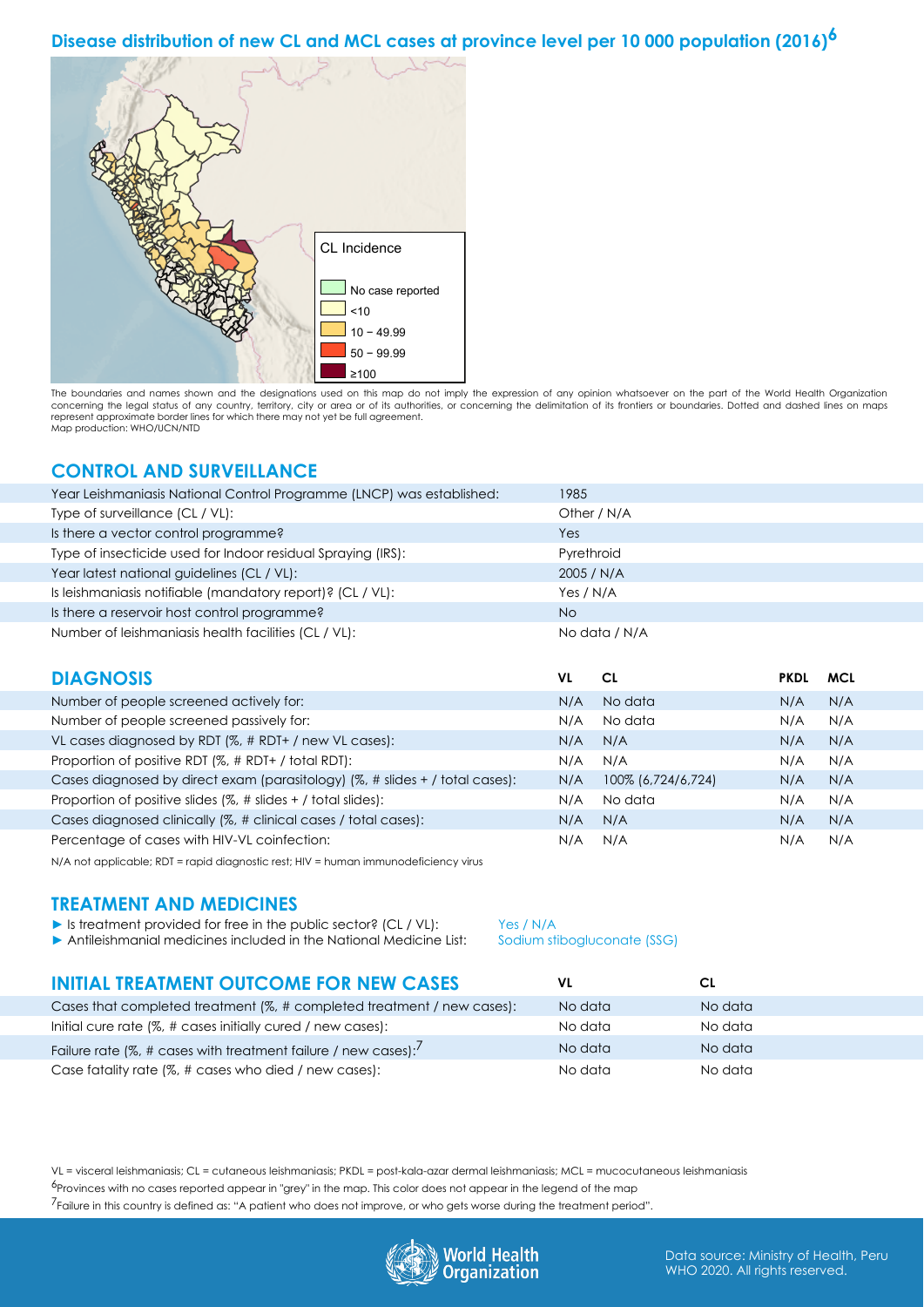## Disease distribution of new CL and MCL cases at province level per 10 000 population (2016)[6]

CL Incidence

No case reported

<10

10 – 49.99

50 – 99.99

≥100

The boundaries and names shown and the designations used on this map do not imply the expression of any opinion whatsoever on the part of the World Health Organization concerning the legal status of any country, territory, city or area or of its authorities, or concerning the delimitation of its frontiers or boundaries. Dotted and dashed lines on maps represent approximate border lines for which there may not yet be full agreement.
Map production: WHO/UCN/NTD

## CONTROL AND SURVEILLANCE

| | |
|---|---|
| Year Leishmaniasis National Control Programme (LNCP) was established: | 1985 |
| Type of surveillance (CL / VL): | Other / N/A |
| Is there a vector control programme? | Yes |
| Type of insecticide used for Indoor residual Spraying (IRS): | Pyrethroid |
| Year latest national guidelines (CL / VL): | 2005 / N/A |
| Is leishmaniasis notifiable (mandatory report)? (CL / VL): | Yes / N/A |
| Is there a reservoir host control programme? | No |
| Number of leishmaniasis health facilities (CL / VL): | No data / N/A |

## DIAGNOSIS

| DIAGNOSIS | VL | CL | PKDL | MCL |
|---|---|---|---|---|
| Number of people screened actively for: | N/A | No data | N/A | N/A |
| Number of people screened passively for: | N/A | No data | N/A | N/A |
| VL cases diagnosed by RDT (%, # RDT+ / new VL cases): | N/A | N/A | N/A | N/A |
| Proportion of positive RDT (%, # RDT+ / total RDT): | N/A | N/A | N/A | N/A |
| Cases diagnosed by direct exam (parasitology) (%, # slides + / total cases): | N/A | 100% (6,724/6,724) | N/A | N/A |
| Proportion of positive slides (%, # slides + / total slides): | N/A | No data | N/A | N/A |
| Cases diagnosed clinically (%, # clinical cases / total cases): | N/A | N/A | N/A | N/A |
| Percentage of cases with HIV-VL coinfection: | N/A | N/A | N/A | N/A |

N/A not applicable; RDT = rapid diagnostic rest; HIV = human immunodeficiency virus

## TREATMENT AND MEDICINES

- ► Is treatment provided for free in the public sector? (CL / VL): Yes / N/A
- ► Antileishmanial medicines included in the National Medicine List: Sodium stibogluconate (SSG)

## INITIAL TREATMENT OUTCOME FOR NEW CASES

| INITIAL TREATMENT OUTCOME FOR NEW CASES | VL | CL |
|---|---|---|
| Cases that completed treatment (%, # completed treatment / new cases): | No data | No data |
| Initial cure rate (%, # cases initially cured / new cases): | No data | No data |
| Failure rate (%, # cases with treatment failure / new cases):[7] | No data | No data |
| Case fatality rate (%, # cases who died / new cases): | No data | No data |

VL = visceral leishmaniasis; CL = cutaneous leishmaniasis; PKDL = post-kala-azar dermal leishmaniasis; MCL = mucocutaneous leishmaniasis

[6]Provinces with no cases reported appear in "grey" in the map. This color does not appear in the legend of the map

[7]Failure in this country is defined as: "A patient who does not improve, or who gets worse during the treatment period".

World Health Organization

Data source: Ministry of Health, Peru
WHO 2020. All rights reserved.